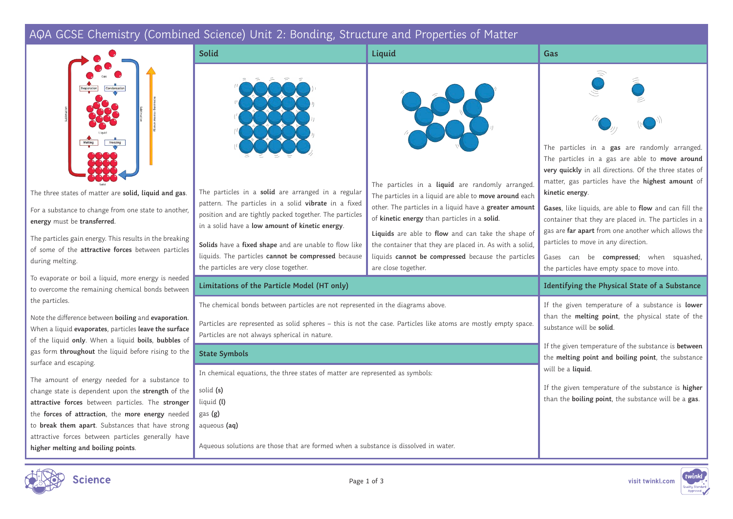# AQA GCSE Chemistry (Combined Science) Unit 2: Bonding, Structure and Properties of Matter

The three states of matter are **solid, liquid and gas**.

For a substance to change from one state to another, **energy** must be **transferred**.

The particles gain energy. This results in the breaking of some of the **attractive forces** between particles during melting.

To evaporate or boil a liquid, more energy is needed to overcome the remaining chemical bonds between the particles.

Note the difference between **boiling** and **evaporation**. When a liquid **evaporates**, particles **leave the surface** of the liquid **only**. When a liquid **boils**, **bubbles** of gas form **throughout** the liquid before rising to the surface and escaping.

The amount of energy needed for a substance to change state is dependent upon the **strength** of the **attractive forces** between particles. The **stronger** the **forces of attraction**, the **more energy** needed to **break them apart**. Substances that have strong attractive forces between particles generally have **higher melting and boiling points**.

## Solid

The particles in a **solid** are arranged in a regular pattern. The particles in a solid **vibrate** in a fixed position and are tightly packed together. The particles in a solid have a **low amount of kinetic energy**.

**Solids** have a **fixed shape** and are unable to flow like liquids. The particles **cannot be compressed** because the particles are very close together.

## Liquid

The particles in a **liquid** are randomly arranged. The particles in a liquid are able to **move around** each other. The particles in a liquid have a **greater amount** of **kinetic energy** than particles in a **solid**.

**Liquids** are able to **flow** and can take the shape of the container that they are placed in. As with a solid, liquids **cannot be compressed** because the particles are close together.

## Gas

The particles in a **gas** are randomly arranged. The particles in a gas are able to **move around very quickly** in all directions. Of the three states of matter, gas particles have the **highest amount** of **kinetic energy**.

**Gases**, like liquids, are able to **flow** and can fill the container that they are placed in. The particles in a gas are **far apart** from one another which allows the particles to move in any direction.

Gases can be **compressed**; when squashed, the particles have empty space to move into.

## Limitations of the Particle Model (HT only)

The chemical bonds between particles are not represented in the diagrams above.

Particles are represented as solid spheres – this is not the case. Particles like atoms are mostly empty space. Particles are not always spherical in nature.

## State Symbols

In chemical equations, the three states of matter are represented as symbols:

solid **(s)**
liquid **(l)**
gas **(g)**
aqueous **(aq)**

Aqueous solutions are those that are formed when a substance is dissolved in water.

## Identifying the Physical State of a Substance

If the given temperature of a substance is **lower** than the **melting point**, the physical state of the substance will be **solid**.

If the given temperature of the substance is **between** the **melting point and boiling point**, the substance will be a **liquid**.

If the given temperature of the substance is **higher** than the **boiling point**, the substance will be a **gas**.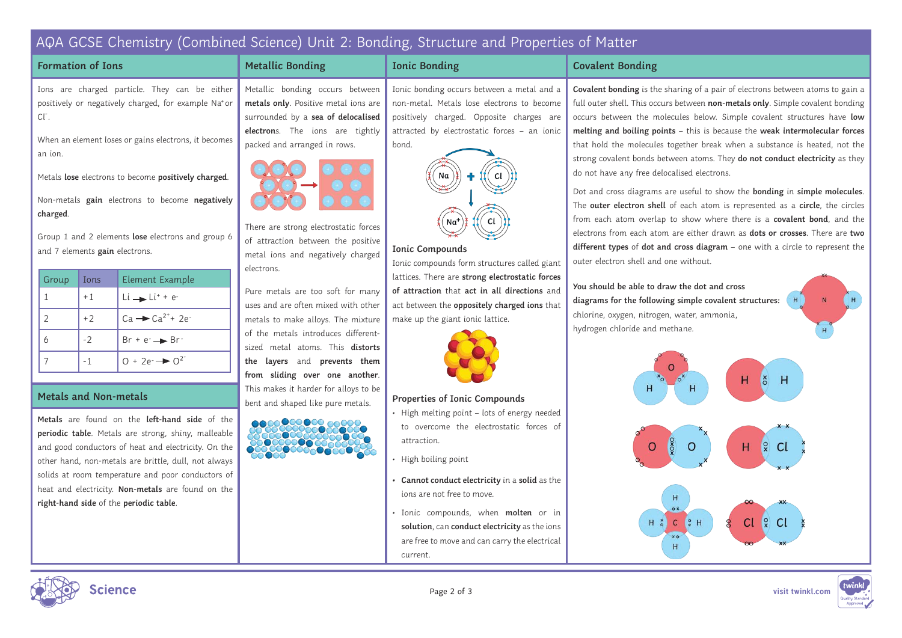# AQA GCSE Chemistry (Combined Science) Unit 2: Bonding, Structure and Properties of Matter

## Formation of Ions

Ions are charged particle. They can be either positively or negatively charged, for example $Na^+$ or $Cl^-$.

When an element loses or gains electrons, it becomes an ion.

Metals **lose** electrons to become **positively charged**.

Non-metals **gain** electrons to become **negatively charged**.

Group 1 and 2 elements **lose** electrons and group 6 and 7 elements **gain** electrons.

| Group | Ions | Element Example |
|---|---|---|
| 1 | +1 | $Li \rightarrow Li^+ + e^-$ |
| 2 | +2 | $Ca \rightarrow Ca^{2+} + 2e^-$ |
| 6 | -2 | $Br + e^- \rightarrow Br^-$ |
| 7 | -1 | $O + 2e^- \rightarrow O^{2-}$ |

## Metals and Non-metals

**Metals** are found on the **left-hand side** of the **periodic table**. Metals are strong, shiny, malleable and good conductors of heat and electricity. On the other hand, non-metals are brittle, dull, not always solids at room temperature and poor conductors of heat and electricity. **Non-metals** are found on the **right-hand side** of the **periodic table**.

## Metallic Bonding

Metallic bonding occurs between **metals only**. Positive metal ions are surrounded by a **sea of delocalised electron**s. The ions are tightly packed and arranged in rows.

There are strong electrostatic forces of attraction between the positive metal ions and negatively charged electrons.

Pure metals are too soft for many uses and are often mixed with other metals to make alloys. The mixture of the metals introduces different-sized metal atoms. This **distorts the layers** and **prevents them from sliding over one another**. This makes it harder for alloys to be bent and shaped like pure metals.

## Ionic Bonding

Ionic bonding occurs between a metal and a non-metal. Metals lose electrons to become positively charged. Opposite charges are attracted by electrostatic forces – an ionic bond.

### Ionic Compounds

Ionic compounds form structures called giant lattices. There are **strong electrostatic forces of attraction** that **act in all directions** and act between the **oppositely charged ions** that make up the giant ionic lattice.

### Properties of Ionic Compounds

- High melting point – lots of energy needed to overcome the electrostatic forces of attraction.
- High boiling point
- **Cannot conduct electricity** in a **solid** as the ions are not free to move.
- Ionic compounds, when **molten** or in **solution**, can **conduct electricity** as the ions are free to move and can carry the electrical current.

## Covalent Bonding

**Covalent bonding** is the sharing of a pair of electrons between atoms to gain a full outer shell. This occurs between **non-metals only**. Simple covalent bonding occurs between the molecules below. Simple covalent structures have **low melting and boiling points** – this is because the **weak intermolecular forces** that hold the molecules together break when a substance is heated, not the strong covalent bonds between atoms. They **do not conduct electricity** as they do not have any free delocalised electrons.

Dot and cross diagrams are useful to show the **bonding** in **simple molecules**. The **outer electron shell** of each atom is represented as a **circle**, the circles from each atom overlap to show where there is a **covalent bond**, and the electrons from each atom are either drawn as **dots or crosses**. There are **two different types** of **dot and cross diagram** – one with a circle to represent the outer electron shell and one without.

**You should be able to draw the dot and cross diagrams for the following simple covalent structures:** chlorine, oxygen, nitrogen, water, ammonia, hydrogen chloride and methane.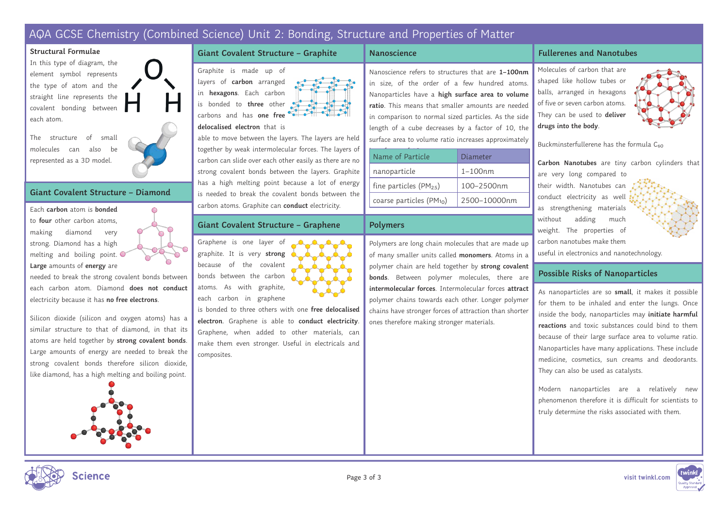# AQA GCSE Chemistry (Combined Science) Unit 2: Bonding, Structure and Properties of Matter

## Structural Formulae

In this type of diagram, the element symbol represents the type of atom and the straight line represents the covalent bonding between each atom.

The structure of small molecules can also be represented as a 3D model.

## Giant Covalent Structure – Diamond

Each **carbon** atom is **bonded** to **four** other carbon atoms, making diamond very strong. Diamond has a high melting and boiling point. **Large** amounts of **energy** are needed to break the strong covalent bonds between each carbon atom. Diamond **does not conduct** electricity because it has **no free electrons**.

Silicon dioxide (silicon and oxygen atoms) has a similar structure to that of diamond, in that its atoms are held together by **strong covalent bonds**. Large amounts of energy are needed to break the strong covalent bonds therefore silicon dioxide, like diamond, has a high melting and boiling point.

## Giant Covalent Structure – Graphite

Graphite is made up of layers of **carbon** arranged in **hexagons**. Each carbon is bonded to **three** other carbons and has **one free delocalised electron** that is able to move between the layers. The layers are held together by weak intermolecular forces. The layers of carbon can slide over each other easily as there are no strong covalent bonds between the layers. Graphite has a high melting point because a lot of energy is needed to break the covalent bonds between the carbon atoms. Graphite can **conduct** electricity.

## Giant Covalent Structure – Graphene

Graphene is one layer of graphite. It is very **strong** because of the covalent bonds between the carbon atoms. As with graphite, each carbon in graphene is bonded to three others with one **free delocalised electron**. Graphene is able to **conduct electricity**. Graphene, when added to other materials, can make them even stronger. Useful in electricals and composites.

## Nanoscience

Nanoscience refers to structures that are **1–100nm** in size, of the order of a few hundred atoms. Nanoparticles have a **high surface area to volume ratio**. This means that smaller amounts are needed in comparison to normal sized particles. As the side length of a cube decreases by a factor of 10, the surface area to volume ratio increases approximately

| Name of Particle | Diameter |
|---|---|
| nanoparticle | 1–100nm |
| fine particles ($PM_{2.5}$) | 100–2500nm |
| coarse particles ($PM_{10}$) | 2500–10000nm |

## Polymers

Polymers are long chain molecules that are made up of many smaller units called **monomers**. Atoms in a polymer chain are held together by **strong covalent bonds**. Between polymer molecules, there are **intermolecular forces**. Intermolecular forces **attract** polymer chains towards each other. Longer polymer chains have stronger forces of attraction than shorter ones therefore making stronger materials.

## Fullerenes and Nanotubes

Molecules of carbon that are shaped like hollow tubes or balls, arranged in hexagons of five or seven carbon atoms. They can be used to **deliver drugs into the body**.

Buckminsterfullerene has the formula $C_{60}$

**Carbon Nanotubes** are tiny carbon cylinders that are very long compared to their width. Nanotubes can conduct electricity as well as strengthening materials without adding much weight. The properties of carbon nanotubes make them useful in electronics and nanotechnology.

## Possible Risks of Nanoparticles

As nanoparticles are so **small**, it makes it possible for them to be inhaled and enter the lungs. Once inside the body, nanoparticles may **initiate harmful reactions** and toxic substances could bind to them because of their large surface area to volume ratio. Nanoparticles have many applications. These include medicine, cosmetics, sun creams and deodorants. They can also be used as catalysts.

Modern nanoparticles are a relatively new phenomenon therefore it is difficult for scientists to truly determine the risks associated with them.